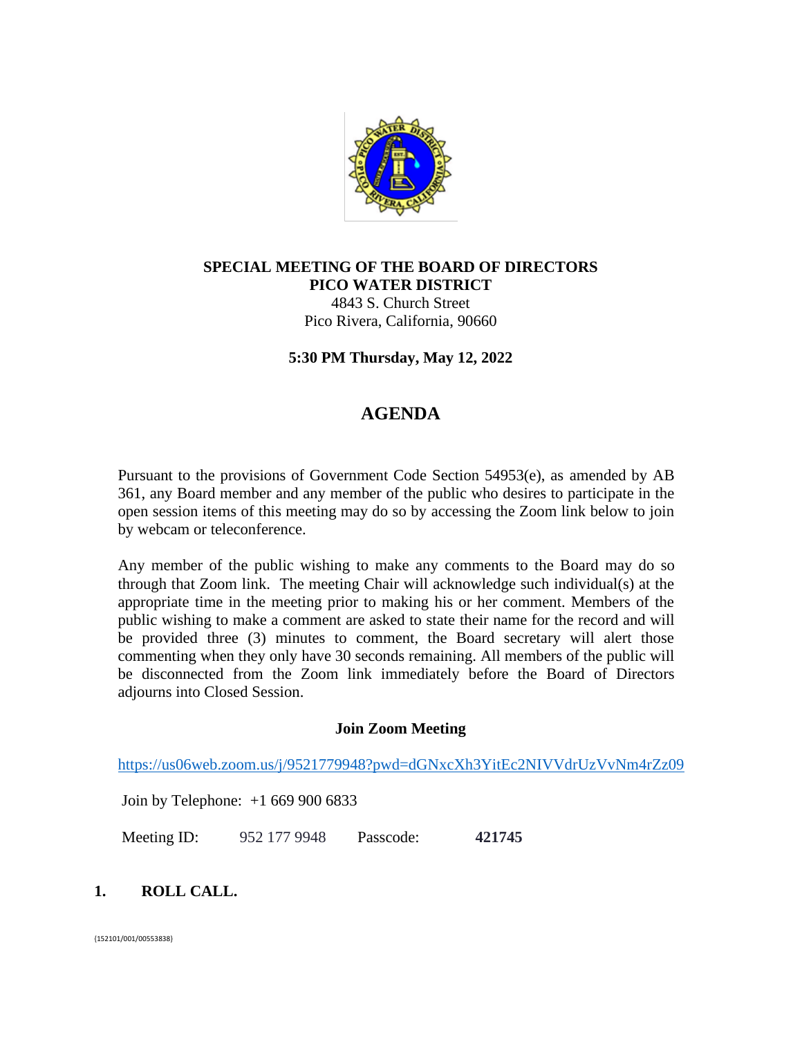**SPECIAL MEETING OF THE BOARD OF DIRECTORS**
**PICO WATER DISTRICT**
4843 S. Church Street
Pico Rivera, California, 90660

**5:30 PM Thursday, May 12, 2022**

# AGENDA

Pursuant to the provisions of Government Code Section 54953(e), as amended by AB 361, any Board member and any member of the public who desires to participate in the open session items of this meeting may do so by accessing the Zoom link below to join by webcam or teleconference.

Any member of the public wishing to make any comments to the Board may do so through that Zoom link. The meeting Chair will acknowledge such individual(s) at the appropriate time in the meeting prior to making his or her comment. Members of the public wishing to make a comment are asked to state their name for the record and will be provided three (3) minutes to comment, the Board secretary will alert those commenting when they only have 30 seconds remaining. All members of the public will be disconnected from the Zoom link immediately before the Board of Directors adjourns into Closed Session.

**Join Zoom Meeting**

https://us06web.zoom.us/j/9521779948?pwd=dGNxcXh3YitEc2NIVVdrUzVvNm4rZz09

Join by Telephone: +1 669 900 6833

Meeting ID: 952 177 9948 Passcode: **421745**

## 1. ROLL CALL.

{152101/001/00553838}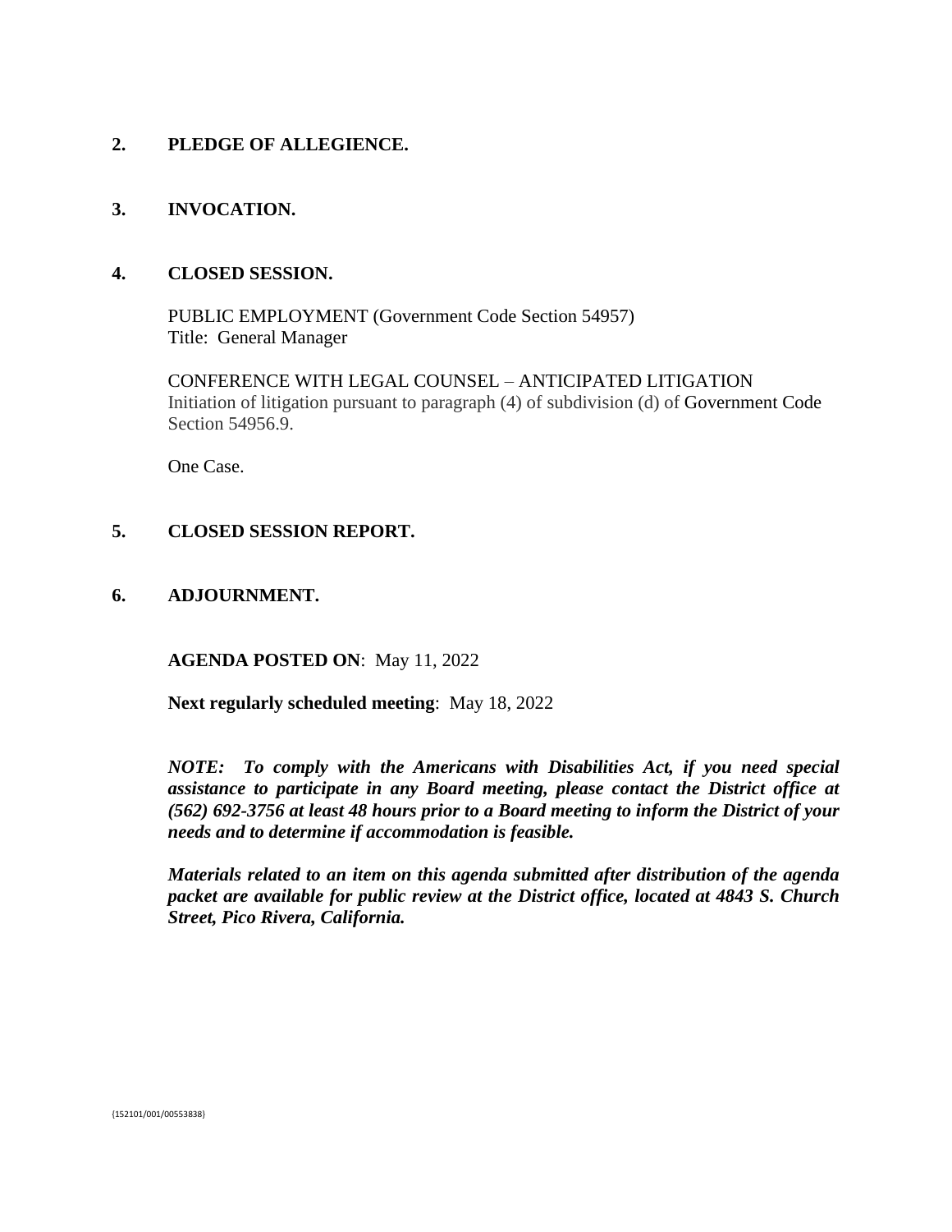**2. PLEDGE OF ALLEGIENCE.**

**3. INVOCATION.**

**4. CLOSED SESSION.**

PUBLIC EMPLOYMENT (Government Code Section 54957)
Title: General Manager

CONFERENCE WITH LEGAL COUNSEL – ANTICIPATED LITIGATION
Initiation of litigation pursuant to paragraph (4) of subdivision (d) of Government Code Section 54956.9.

One Case.

**5. CLOSED SESSION REPORT.**

**6. ADJOURNMENT.**

**AGENDA POSTED ON**: May 11, 2022

**Next regularly scheduled meeting**: May 18, 2022

***NOTE: To comply with the Americans with Disabilities Act, if you need special assistance to participate in any Board meeting, please contact the District office at (562) 692-3756 at least 48 hours prior to a Board meeting to inform the District of your needs and to determine if accommodation is feasible.***

***Materials related to an item on this agenda submitted after distribution of the agenda packet are available for public review at the District office, located at 4843 S. Church Street, Pico Rivera, California.***

{152101/001/00553838}